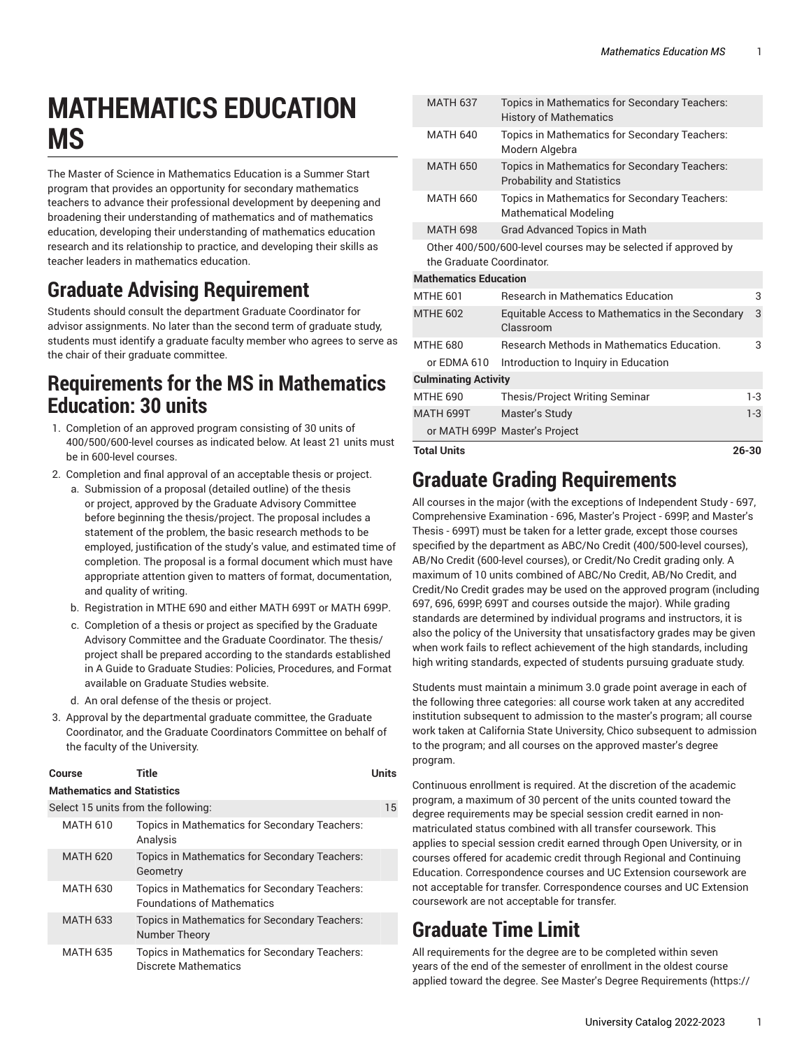# MATHEMATICS EDUCATION MS

The Master of Science in Mathematics Education is a Summer Start program that provides an opportunity for secondary mathematics teachers to advance their professional development by deepening and broadening their understanding of mathematics and of mathematics education, developing their understanding of mathematics education research and its relationship to practice, and developing their skills as teacher leaders in mathematics education.

## Graduate Advising Requirement

Students should consult the department Graduate Coordinator for advisor assignments. No later than the second term of graduate study, students must identify a graduate faculty member who agrees to serve as the chair of their graduate committee.

## Requirements for the MS in Mathematics Education: 30 units

1. Completion of an approved program consisting of 30 units of 400/500/600-level courses as indicated below. At least 21 units must be in 600-level courses.
2. Completion and final approval of an acceptable thesis or project.
   a. Submission of a proposal (detailed outline) of the thesis or project, approved by the Graduate Advisory Committee before beginning the thesis/project. The proposal includes a statement of the problem, the basic research methods to be employed, justification of the study's value, and estimated time of completion. The proposal is a formal document which must have appropriate attention given to matters of format, documentation, and quality of writing.
   b. Registration in MTHE 690 and either MATH 699T or MATH 699P.
   c. Completion of a thesis or project as specified by the Graduate Advisory Committee and the Graduate Coordinator. The thesis/project shall be prepared according to the standards established in A Guide to Graduate Studies: Policies, Procedures, and Format available on Graduate Studies website.
   d. An oral defense of the thesis or project.
3. Approval by the departmental graduate committee, the Graduate Coordinator, and the Graduate Coordinators Committee on behalf of the faculty of the University.

| Course | Title | Units |
|---|---|---|
| **Mathematics and Statistics** | | |
| Select 15 units from the following: | | 15 |
| MATH 610 | Topics in Mathematics for Secondary Teachers: Analysis | |
| MATH 620 | Topics in Mathematics for Secondary Teachers: Geometry | |
| MATH 630 | Topics in Mathematics for Secondary Teachers: Foundations of Mathematics | |
| MATH 633 | Topics in Mathematics for Secondary Teachers: Number Theory | |
| MATH 635 | Topics in Mathematics for Secondary Teachers: Discrete Mathematics | |
| MATH 637 | Topics in Mathematics for Secondary Teachers: History of Mathematics | |
| MATH 640 | Topics in Mathematics for Secondary Teachers: Modern Algebra | |
| MATH 650 | Topics in Mathematics for Secondary Teachers: Probability and Statistics | |
| MATH 660 | Topics in Mathematics for Secondary Teachers: Mathematical Modeling | |
| MATH 698 | Grad Advanced Topics in Math | |
| Other 400/500/600-level courses may be selected if approved by the Graduate Coordinator. | | |
| **Mathematics Education** | | |
| MTHE 601 | Research in Mathematics Education | 3 |
| MTHE 602 | Equitable Access to Mathematics in the Secondary Classroom | 3 |
| MTHE 680 | Research Methods in Mathematics Education. | 3 |
| or EDMA 610 | Introduction to Inquiry in Education | |
| **Culminating Activity** | | |
| MTHE 690 | Thesis/Project Writing Seminar | 1-3 |
| MATH 699T | Master's Study | 1-3 |
| or MATH 699P | Master's Project | |
| **Total Units** | | **26-30** |

## Graduate Grading Requirements

All courses in the major (with the exceptions of Independent Study - 697, Comprehensive Examination - 696, Master's Project - 699P, and Master's Thesis - 699T) must be taken for a letter grade, except those courses specified by the department as ABC/No Credit (400/500-level courses), AB/No Credit (600-level courses), or Credit/No Credit grading only. A maximum of 10 units combined of ABC/No Credit, AB/No Credit, and Credit/No Credit grades may be used on the approved program (including 697, 696, 699P, 699T and courses outside the major). While grading standards are determined by individual programs and instructors, it is also the policy of the University that unsatisfactory grades may be given when work fails to reflect achievement of the high standards, including high writing standards, expected of students pursuing graduate study.

Students must maintain a minimum 3.0 grade point average in each of the following three categories: all course work taken at any accredited institution subsequent to admission to the master's program; all course work taken at California State University, Chico subsequent to admission to the program; and all courses on the approved master's degree program.

Continuous enrollment is required. At the discretion of the academic program, a maximum of 30 percent of the units counted toward the degree requirements may be special session credit earned in non-matriculated status combined with all transfer coursework. This applies to special session credit earned through Open University, or in courses offered for academic credit through Regional and Continuing Education. Correspondence courses and UC Extension coursework are not acceptable for transfer. Correspondence courses and UC Extension coursework are not acceptable for transfer.

## Graduate Time Limit

All requirements for the degree are to be completed within seven years of the end of the semester of enrollment in the oldest course applied toward the degree. See Master's Degree Requirements (https://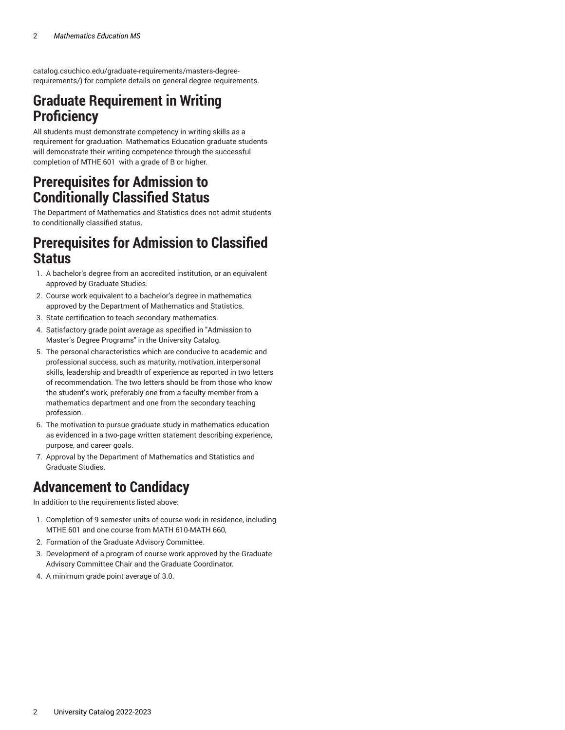catalog.csuchico.edu/graduate-requirements/masters-degree-requirements/) for complete details on general degree requirements.

## Graduate Requirement in Writing Proficiency

All students must demonstrate competency in writing skills as a requirement for graduation. Mathematics Education graduate students will demonstrate their writing competence through the successful completion of MTHE 601 with a grade of B or higher.

## Prerequisites for Admission to Conditionally Classified Status

The Department of Mathematics and Statistics does not admit students to conditionally classified status.

## Prerequisites for Admission to Classified Status

1. A bachelor's degree from an accredited institution, or an equivalent approved by Graduate Studies.
2. Course work equivalent to a bachelor's degree in mathematics approved by the Department of Mathematics and Statistics.
3. State certification to teach secondary mathematics.
4. Satisfactory grade point average as specified in "Admission to Master's Degree Programs" in the University Catalog.
5. The personal characteristics which are conducive to academic and professional success, such as maturity, motivation, interpersonal skills, leadership and breadth of experience as reported in two letters of recommendation. The two letters should be from those who know the student's work, preferably one from a faculty member from a mathematics department and one from the secondary teaching profession.
6. The motivation to pursue graduate study in mathematics education as evidenced in a two-page written statement describing experience, purpose, and career goals.
7. Approval by the Department of Mathematics and Statistics and Graduate Studies.

## Advancement to Candidacy

In addition to the requirements listed above:

1. Completion of 9 semester units of course work in residence, including MTHE 601 and one course from MATH 610-MATH 660,
2. Formation of the Graduate Advisory Committee.
3. Development of a program of course work approved by the Graduate Advisory Committee Chair and the Graduate Coordinator.
4. A minimum grade point average of 3.0.